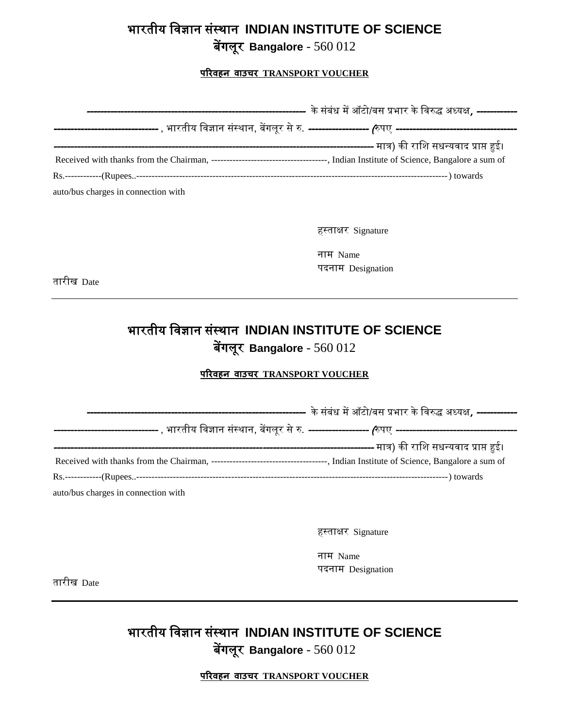# भारतीय विज्ञान संस्थान INDIAN INSTITUTE OF SCIENCE

## बेंगलूर Bangalore - 560 012

**परिवहन वाउचर TRANSPORT VOUCHER**

------------------------------------------------------------ के संबंध में ऑटो/बस प्रभार के विरुद्ध अध्यक्ष, ----------- -------------------------------- , भारतीय विज्ञान संस्थान, बेंगलूर से रु. ------------------ (रुपए ------------------------------------ ------------------------------------------------------------------------------------------ मात्र) की राशि सधन्यवाद प्राप्त हुई।

Received with thanks from the Chairman, --------------------------------------, Indian Institute of Science, Bangalore a sum of Rs.------------(Rupees..---------------------------------------------------------------------------------------------------------) towards auto/bus charges in connection with

हस्ताक्षर Signature

नाम Name

पदनाम Designation

तारीख Date

---

# भारतीय विज्ञान संस्थान INDIAN INSTITUTE OF SCIENCE

## बेंगलूर Bangalore - 560 012

**परिवहन वाउचर TRANSPORT VOUCHER**

------------------------------------------------------------ के संबंध में ऑटो/बस प्रभार के विरुद्ध अध्यक्ष, ----------- -------------------------------- , भारतीय विज्ञान संस्थान, बेंगलूर से रु. ------------------ (रुपए ------------------------------------ ------------------------------------------------------------------------------------------ मात्र) की राशि सधन्यवाद प्राप्त हुई।

Received with thanks from the Chairman, --------------------------------------, Indian Institute of Science, Bangalore a sum of Rs.------------(Rupees..------------------------------------------------------------------------------------------------------) towards auto/bus charges in connection with

हस्ताक्षर Signature

नाम Name

पदनाम Designation

तारीख Date

---

# भारतीय विज्ञान संस्थान INDIAN INSTITUTE OF SCIENCE

## बेंगलूर Bangalore - 560 012

**परिवहन वाउचर TRANSPORT VOUCHER**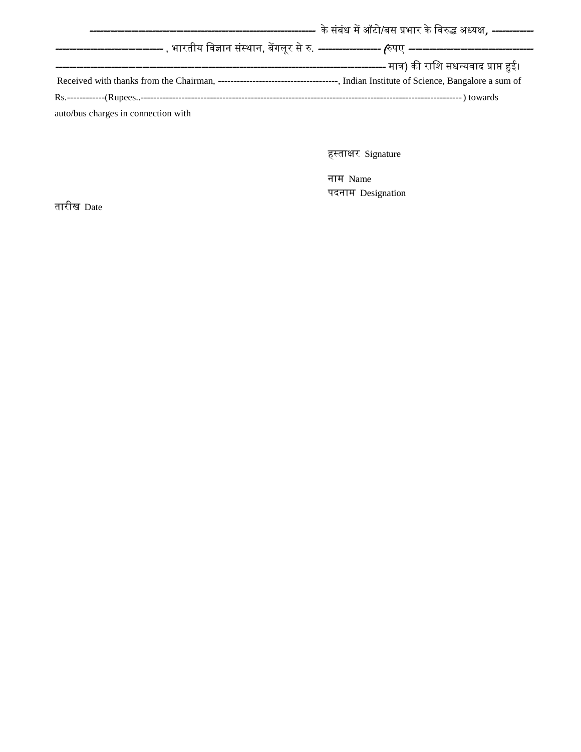-------------------------------------------------------------- के संबंध में ऑटो/बस प्रभार के विरुद्ध अध्यक्ष, ------------------------------------------ , भारतीय विज्ञान संस्थान, बेंगलूर से रु. ------------------ (रुपए --------------------------------------------------------------------------------------------------------------------------------- मात्र) की राशि सधन्यवाद प्राप्त हुई।

Received with thanks from the Chairman, --------------------------------------, Indian Institute of Science, Bangalore a sum of Rs.------------(Rupees..--------------------------------------------------------------------------------------------------------) towards auto/bus charges in connection with

हस्ताक्षर Signature

नाम Name

पदनाम Designation

तारीख Date